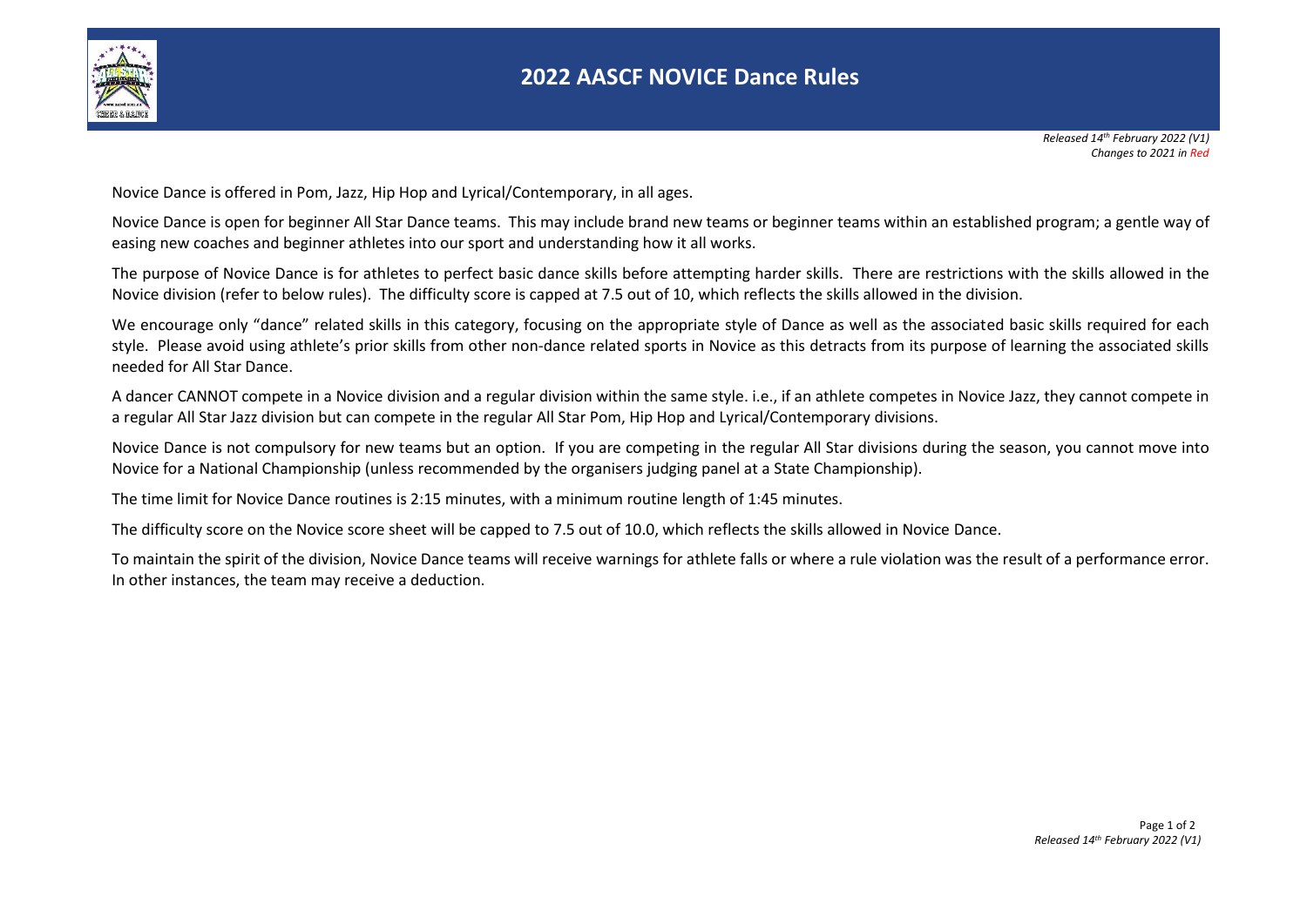# 2022 AASCF NOVICE Dance Rules

*Released 14th February 2022 (V1)*
*Changes to 2021 in Red*

Novice Dance is offered in Pom, Jazz, Hip Hop and Lyrical/Contemporary, in all ages.

Novice Dance is open for beginner All Star Dance teams. This may include brand new teams or beginner teams within an established program; a gentle way of easing new coaches and beginner athletes into our sport and understanding how it all works.

The purpose of Novice Dance is for athletes to perfect basic dance skills before attempting harder skills. There are restrictions with the skills allowed in the Novice division (refer to below rules). The difficulty score is capped at 7.5 out of 10, which reflects the skills allowed in the division.

We encourage only "dance" related skills in this category, focusing on the appropriate style of Dance as well as the associated basic skills required for each style. Please avoid using athlete's prior skills from other non-dance related sports in Novice as this detracts from its purpose of learning the associated skills needed for All Star Dance.

A dancer CANNOT compete in a Novice division and a regular division within the same style. i.e., if an athlete competes in Novice Jazz, they cannot compete in a regular All Star Jazz division but can compete in the regular All Star Pom, Hip Hop and Lyrical/Contemporary divisions.

Novice Dance is not compulsory for new teams but an option. If you are competing in the regular All Star divisions during the season, you cannot move into Novice for a National Championship (unless recommended by the organisers judging panel at a State Championship).

The time limit for Novice Dance routines is 2:15 minutes, with a minimum routine length of 1:45 minutes.

The difficulty score on the Novice score sheet will be capped to 7.5 out of 10.0, which reflects the skills allowed in Novice Dance.

To maintain the spirit of the division, Novice Dance teams will receive warnings for athlete falls or where a rule violation was the result of a performance error. In other instances, the team may receive a deduction.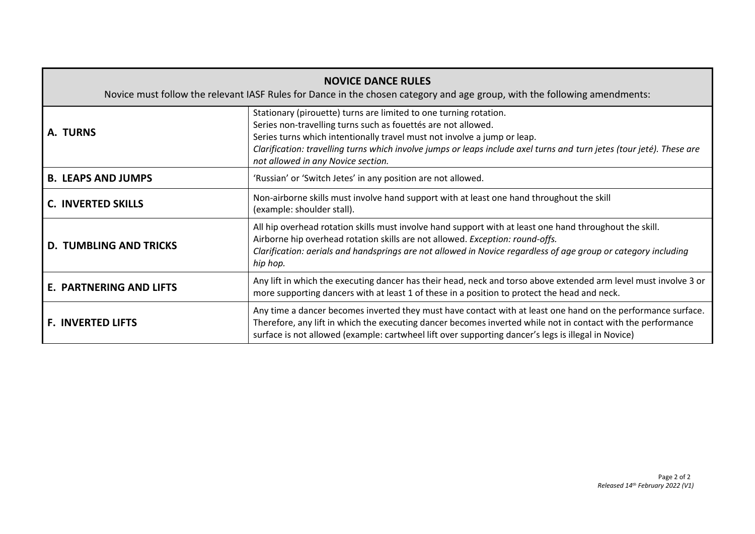| **NOVICE DANCE RULES**<br>Novice must follow the relevant IASF Rules for Dance in the chosen category and age group, with the following amendments: | |
|---|---|
| **A. TURNS** | Stationary (pirouette) turns are limited to one turning rotation.<br>Series non-travelling turns such as fouettés are not allowed.<br>Series turns which intentionally travel must not involve a jump or leap.<br>*Clarification: travelling turns which involve jumps or leaps include axel turns and turn jetes (tour jeté). These are not allowed in any Novice section.* |
| **B. LEAPS AND JUMPS** | 'Russian' or 'Switch Jetes' in any position are not allowed. |
| **C. INVERTED SKILLS** | Non-airborne skills must involve hand support with at least one hand throughout the skill<br>(example: shoulder stall). |
| **D. TUMBLING AND TRICKS** | All hip overhead rotation skills must involve hand support with at least one hand throughout the skill.<br>Airborne hip overhead rotation skills are not allowed. *Exception: round-offs.*<br>*Clarification: aerials and handsprings are not allowed in Novice regardless of age group or category including hip hop.* |
| **E. PARTNERING AND LIFTS** | Any lift in which the executing dancer has their head, neck and torso above extended arm level must involve 3 or more supporting dancers with at least 1 of these in a position to protect the head and neck. |
| **F. INVERTED LIFTS** | Any time a dancer becomes inverted they must have contact with at least one hand on the performance surface. Therefore, any lift in which the executing dancer becomes inverted while not in contact with the performance surface is not allowed (example: cartwheel lift over supporting dancer's legs is illegal in Novice) |

*Released 14th February 2022 (V1)*